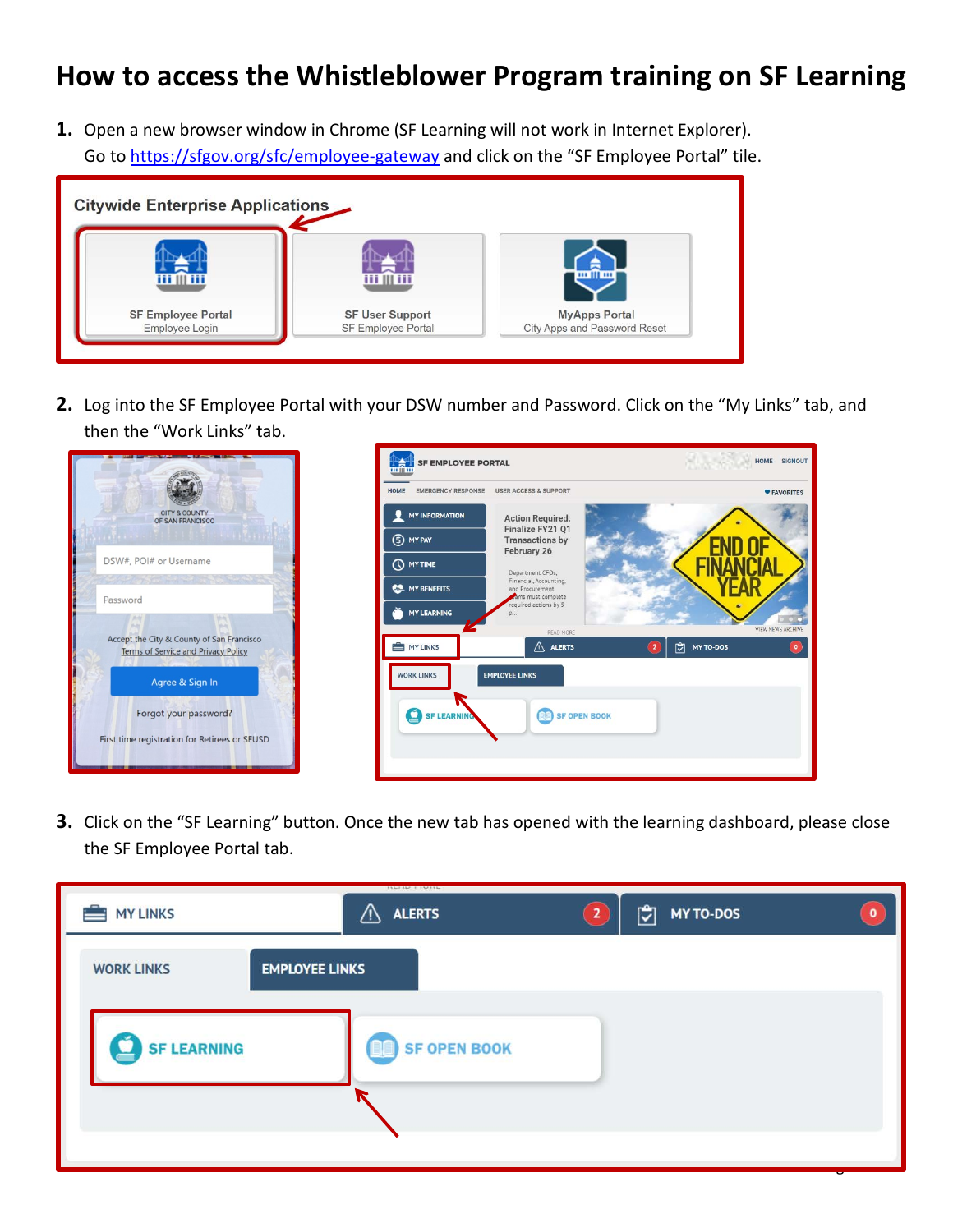# How to access the Whistleblower Program training on SF Learning

1. Open a new browser window in Chrome (SF Learning will not work in Internet Explorer). Go to https://sfgov.org/sfc/employee-gateway and click on the "SF Employee Portal" tile.

2. Log into the SF Employee Portal with your DSW number and Password. Click on the "My Links" tab, and then the "Work Links" tab.

3. Click on the "SF Learning" button. Once the new tab has opened with the learning dashboard, please close the SF Employee Portal tab.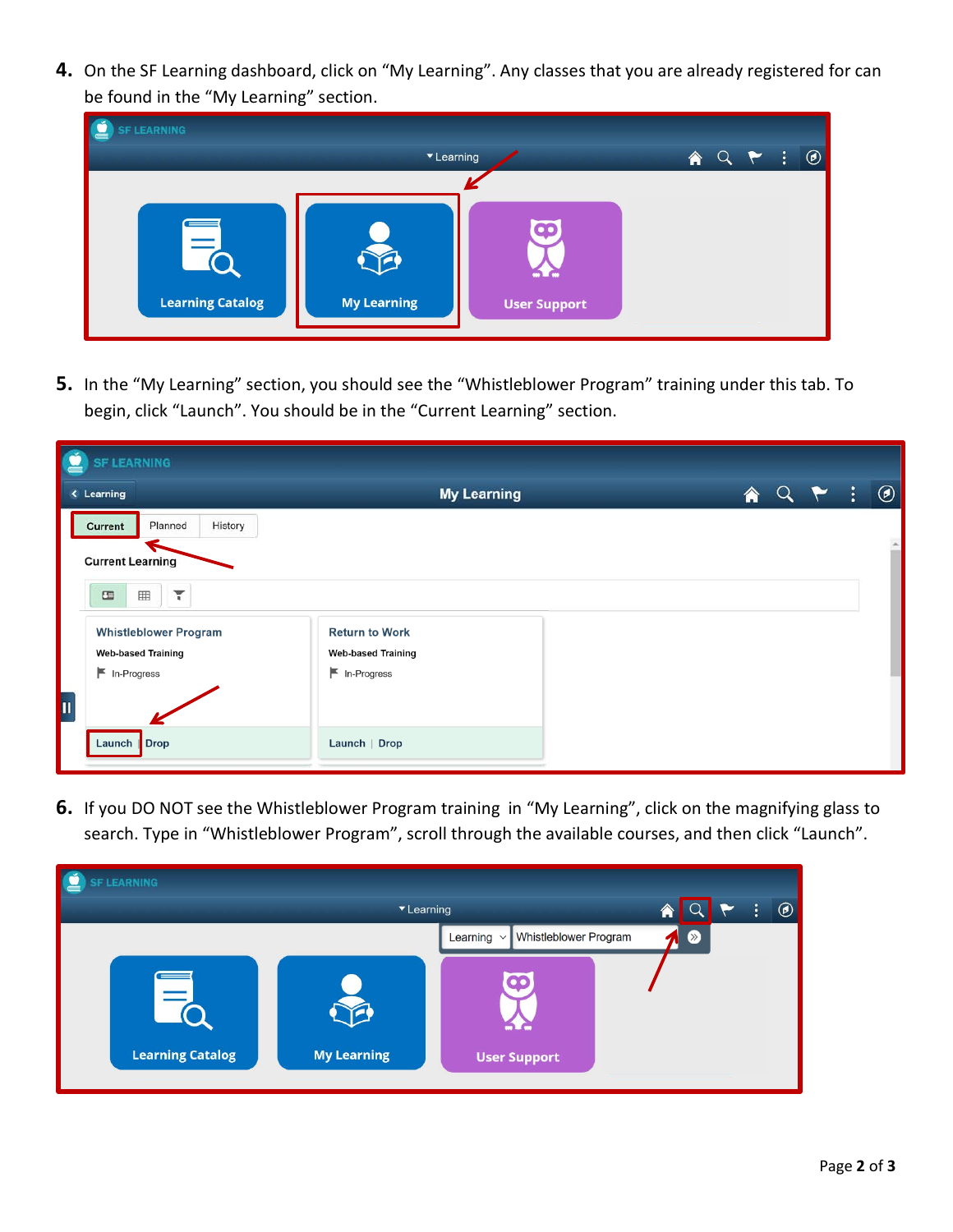4. On the SF Learning dashboard, click on "My Learning". Any classes that you are already registered for can be found in the "My Learning" section.

5. In the "My Learning" section, you should see the "Whistleblower Program" training under this tab. To begin, click "Launch". You should be in the "Current Learning" section.

6. If you DO NOT see the Whistleblower Program training in "My Learning", click on the magnifying glass to search. Type in "Whistleblower Program", scroll through the available courses, and then click "Launch".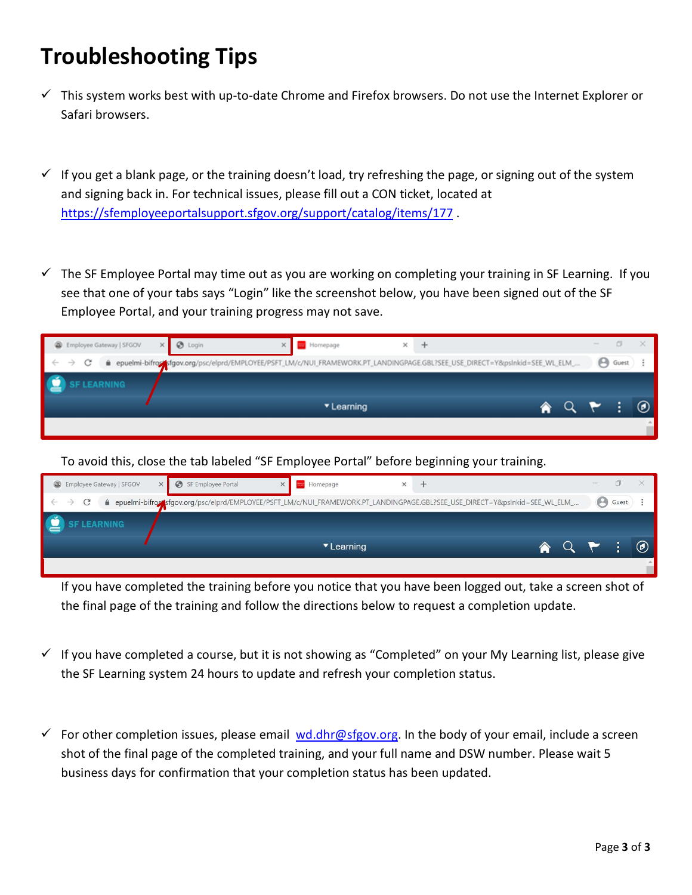# Troubleshooting Tips

- ✓ This system works best with up-to-date Chrome and Firefox browsers. Do not use the Internet Explorer or Safari browsers.

- ✓ If you get a blank page, or the training doesn't load, try refreshing the page, or signing out of the system and signing back in. For technical issues, please fill out a CON ticket, located at https://sfemployeeportalsupport.sfgov.org/support/catalog/items/177 .

- ✓ The SF Employee Portal may time out as you are working on completing your training in SF Learning. If you see that one of your tabs says "Login" like the screenshot below, you have been signed out of the SF Employee Portal, and your training progress may not save.

  To avoid this, close the tab labeled "SF Employee Portal" before beginning your training.

  If you have completed the training before you notice that you have been logged out, take a screen shot of the final page of the training and follow the directions below to request a completion update.

- ✓ If you have completed a course, but it is not showing as "Completed" on your My Learning list, please give the SF Learning system 24 hours to update and refresh your completion status.

- ✓ For other completion issues, please email wd.dhr@sfgov.org. In the body of your email, include a screen shot of the final page of the completed training, and your full name and DSW number. Please wait 5 business days for confirmation that your completion status has been updated.